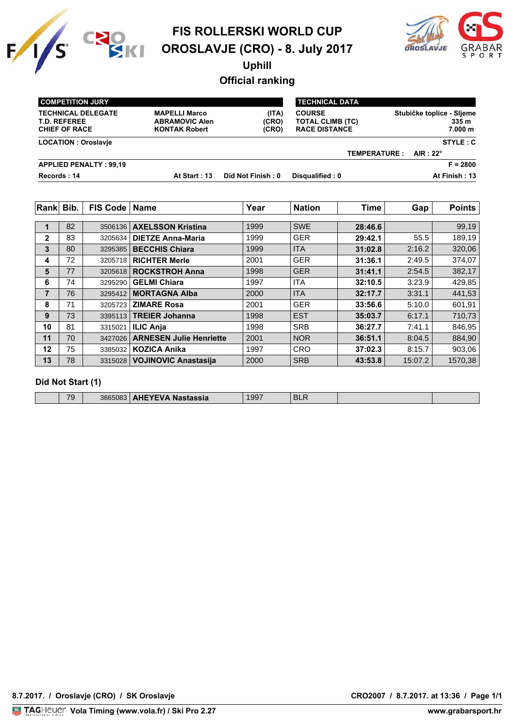# FIS ROLLERSKI WORLD CUP

# OROSLAVJE (CRO) - 8. July 2017

## Uphill

## Official ranking

| COMPETITION JURY | | |
|---|---|---|
| TECHNICAL DELEGATE | MAPELLI Marco | (ITA) |
| T.D. REFEREE | ABRAMOVIC Alen | (CRO) |
| CHIEF OF RACE | KONTAK Robert | (CRO) |

| TECHNICAL DATA | |
|---|---|
| COURSE | Stubičke toplice - Sljeme |
| TOTAL CLIMB (TC) | 335 m |
| RACE DISTANCE | 7.000 m |

**LOCATION : Oroslavje** — **STYLE : C**

**TEMPERATURE : AIR : 22°**

**APPLIED PENALTY : 99,19** — **F = 2800**

**Records : 14** — **At Start : 13** — **Did Not Finish : 0** — **Disqualified : 0** — **At Finish : 13**

| Rank | Bib. | FIS Code | Name | Year | Nation | Time | Gap | Points |
|---|---|---|---|---|---|---|---|---|
| 1 | 82 | 3506136 | AXELSSON Kristina | 1999 | SWE | 28:46.6 | | 99,19 |
| 2 | 83 | 3205634 | DIETZE Anna-Maria | 1999 | GER | 29:42.1 | 55.5 | 189,19 |
| 3 | 80 | 3295385 | BECCHIS Chiara | 1999 | ITA | 31:02.8 | 2:16.2 | 320,06 |
| 4 | 72 | 3205718 | RICHTER Merle | 2001 | GER | 31:36.1 | 2:49.5 | 374,07 |
| 5 | 77 | 3205618 | ROCKSTROH Anna | 1998 | GER | 31:41.1 | 2:54.5 | 382,17 |
| 6 | 74 | 3295290 | GELMI Chiara | 1997 | ITA | 32:10.5 | 3:23.9 | 429,85 |
| 7 | 76 | 3295412 | MORTAGNA Alba | 2000 | ITA | 32:17.7 | 3:31.1 | 441,53 |
| 8 | 71 | 3205723 | ZIMARE Rosa | 2001 | GER | 33:56.6 | 5:10.0 | 601,91 |
| 9 | 73 | 3395113 | TREIER Johanna | 1998 | EST | 35:03.7 | 6:17.1 | 710,73 |
| 10 | 81 | 3315021 | ILIC Anja | 1998 | SRB | 36:27.7 | 7:41.1 | 846,95 |
| 11 | 70 | 3427026 | ARNESEN Julie Henriette | 2001 | NOR | 36:51.1 | 8:04.5 | 884,90 |
| 12 | 75 | 3385032 | KOZICA Anika | 1997 | CRO | 37:02.3 | 8:15.7 | 903,06 |
| 13 | 78 | 3315028 | VOJINOVIC Anastasija | 2000 | SRB | 43:53.8 | 15:07.2 | 1570,38 |

### Did Not Start (1)

| Rank | Bib. | FIS Code | Name | Year | Nation | Time | Gap | Points |
|---|---|---|---|---|---|---|---|---|
| | 79 | 3665083 | AHEYEVA Nastassia | 1997 | BLR | | | |

8.7.2017. / Oroslavje (CRO) / SK Oroslavje — CRO2007 / 8.7.2017. at 13:36

Vola Timing (www.vola.fr) / Ski Pro 2.27 — www.grabarsport.hr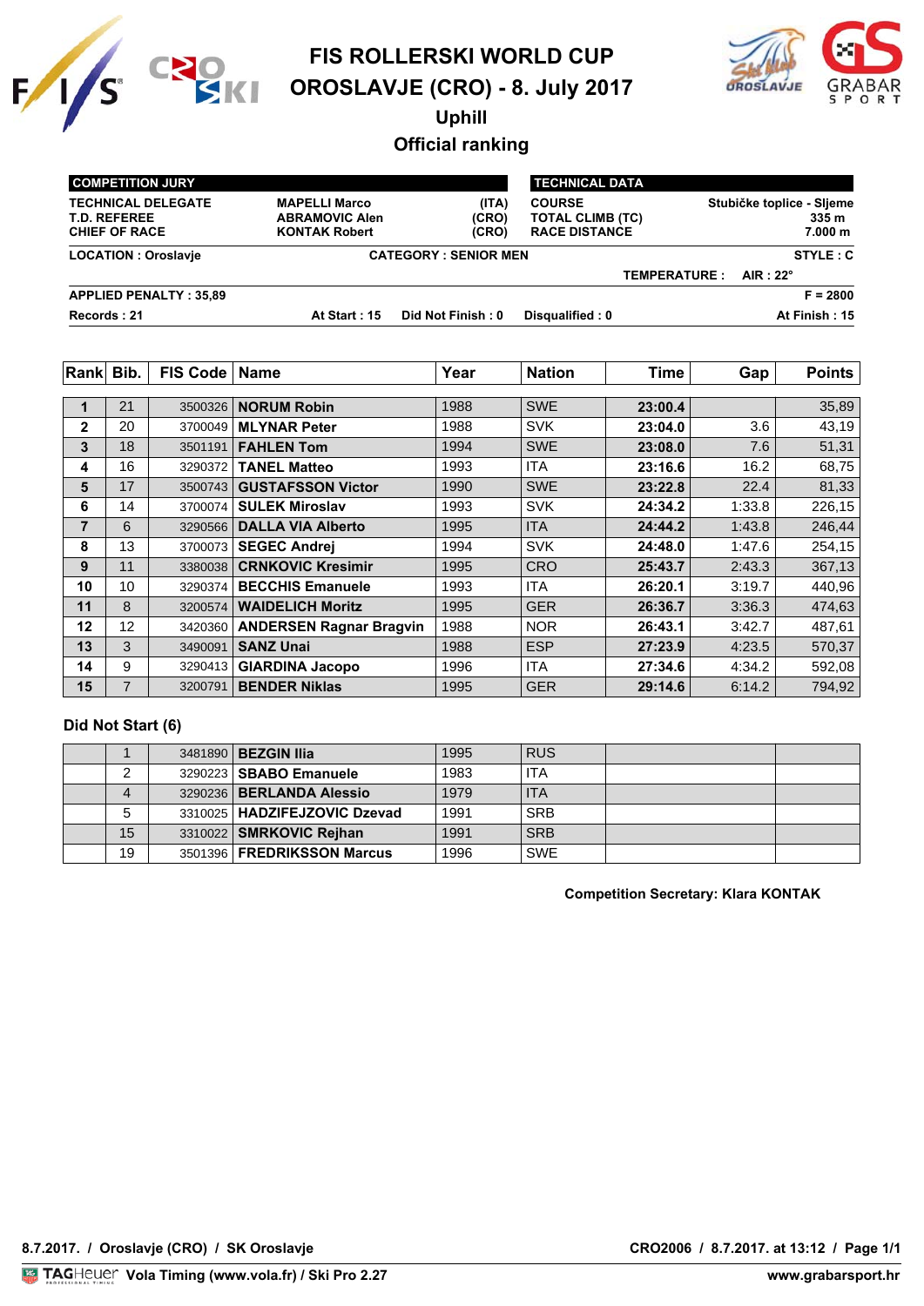# FIS ROLLERSKI WORLD CUP

# OROSLAVJE (CRO) - 8. July 2017

## Uphill

## Official ranking

| COMPETITION JURY | | | TECHNICAL DATA | |
|---|---|---|---|---|
| TECHNICAL DELEGATE | MAPELLI Marco | (ITA) | COURSE | Stubičke toplice - Sljeme |
| T.D. REFEREE | ABRAMOVIC Alen | (CRO) | TOTAL CLIMB (TC) | 335 m |
| CHIEF OF RACE | KONTAK Robert | (CRO) | RACE DISTANCE | 7.000 m |

**LOCATION : Oroslavje** **CATEGORY : SENIOR MEN** **STYLE : C**

**TEMPERATURE : AIR : 22°**

**APPLIED PENALTY : 35,89** **F = 2800**

**Records : 21** **At Start : 15** **Did Not Finish : 0** **Disqualified : 0** **At Finish : 15**

| Rank | Bib. | FIS Code | Name | Year | Nation | Time | Gap | Points |
|---|---|---|---|---|---|---|---|---|
| 1 | 21 | 3500326 | NORUM Robin | 1988 | SWE | 23:00.4 | | 35,89 |
| 2 | 20 | 3700049 | MLYNAR Peter | 1988 | SVK | 23:04.0 | 3.6 | 43,19 |
| 3 | 18 | 3501191 | FAHLEN Tom | 1994 | SWE | 23:08.0 | 7.6 | 51,31 |
| 4 | 16 | 3290372 | TANEL Matteo | 1993 | ITA | 23:16.6 | 16.2 | 68,75 |
| 5 | 17 | 3500743 | GUSTAFSSON Victor | 1990 | SWE | 23:22.8 | 22.4 | 81,33 |
| 6 | 14 | 3700074 | SULEK Miroslav | 1993 | SVK | 24:34.2 | 1:33.8 | 226,15 |
| 7 | 6 | 3290566 | DALLA VIA Alberto | 1995 | ITA | 24:44.2 | 1:43.8 | 246,44 |
| 8 | 13 | 3700073 | SEGEC Andrej | 1994 | SVK | 24:48.0 | 1:47.6 | 254,15 |
| 9 | 11 | 3380038 | CRNKOVIC Kresimir | 1995 | CRO | 25:43.7 | 2:43.3 | 367,13 |
| 10 | 10 | 3290374 | BECCHIS Emanuele | 1993 | ITA | 26:20.1 | 3:19.7 | 440,96 |
| 11 | 8 | 3200574 | WAIDELICH Moritz | 1995 | GER | 26:36.7 | 3:36.3 | 474,63 |
| 12 | 12 | 3420360 | ANDERSEN Ragnar Bragvin | 1988 | NOR | 26:43.1 | 3:42.7 | 487,61 |
| 13 | 3 | 3490091 | SANZ Unai | 1988 | ESP | 27:23.9 | 4:23.5 | 570,37 |
| 14 | 9 | 3290413 | GIARDINA Jacopo | 1996 | ITA | 27:34.6 | 4:34.2 | 592,08 |
| 15 | 7 | 3200791 | BENDER Niklas | 1995 | GER | 29:14.6 | 6:14.2 | 794,92 |

### Did Not Start (6)

| Rank | Bib. | FIS Code | Name | Year | Nation | Time | Gap | Points |
|---|---|---|---|---|---|---|---|---|
| | 1 | 3481890 | BEZGIN Ilia | 1995 | RUS | | | |
| | 2 | 3290223 | SBABO Emanuele | 1983 | ITA | | | |
| | 4 | 3290236 | BERLANDA Alessio | 1979 | ITA | | | |
| | 5 | 3310025 | HADZIFEJZOVIC Dzevad | 1991 | SRB | | | |
| | 15 | 3310022 | SMRKOVIC Rejhan | 1991 | SRB | | | |
| | 19 | 3501396 | FREDRIKSSON Marcus | 1996 | SWE | | | |

**Competition Secretary: Klara KONTAK**

8.7.2017. / Oroslavje (CRO) / SK Oroslavje — CRO2006 / 8.7.2017. at 13:12

Vola Timing (www.vola.fr) / Ski Pro 2.27 — www.grabarsport.hr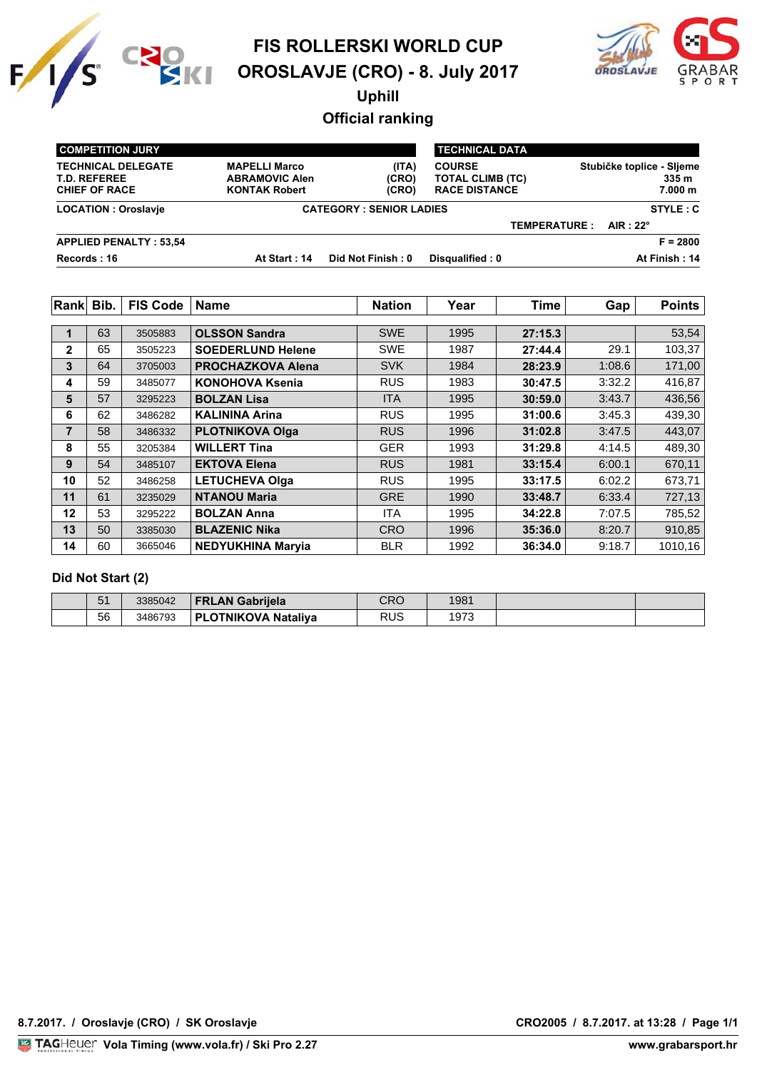# FIS ROLLERSKI WORLD CUP

# OROSLAVJE (CRO) - 8. July 2017

## Uphill

## Official ranking

| COMPETITION JURY | | | TECHNICAL DATA | |
|---|---|---|---|---|
| TECHNICAL DELEGATE | MAPELLI Marco | (ITA) | COURSE | Stubičke toplice - Sljeme |
| T.D. REFEREE | ABRAMOVIC Alen | (CRO) | TOTAL CLIMB (TC) | 335 m |
| CHIEF OF RACE | KONTAK Robert | (CRO) | RACE DISTANCE | 7.000 m |

**LOCATION : Oroslavje** | **CATEGORY : SENIOR LADIES** | **STYLE : C**

**TEMPERATURE : AIR : 22°**

**APPLIED PENALTY : 53,54** | **F = 2800**

**Records : 16** | **At Start : 14** | **Did Not Finish : 0** | **Disqualified : 0** | **At Finish : 14**

| Rank | Bib. | FIS Code | Name | Nation | Year | Time | Gap | Points |
|---|---|---|---|---|---|---|---|---|
| 1 | 63 | 3505883 | **OLSSON Sandra** | SWE | 1995 | **27:15.3** | | 53,54 |
| 2 | 65 | 3505223 | **SOEDERLUND Helene** | SWE | 1987 | **27:44.4** | 29.1 | 103,37 |
| 3 | 64 | 3705003 | **PROCHAZKOVA Alena** | SVK | 1984 | **28:23.9** | 1:08.6 | 171,00 |
| 4 | 59 | 3485077 | **KONOHOVA Ksenia** | RUS | 1983 | **30:47.5** | 3:32.2 | 416,87 |
| 5 | 57 | 3295223 | **BOLZAN Lisa** | ITA | 1995 | **30:59.0** | 3:43.7 | 436,56 |
| 6 | 62 | 3486282 | **KALININA Arina** | RUS | 1995 | **31:00.6** | 3:45.3 | 439,30 |
| 7 | 58 | 3486332 | **PLOTNIKOVA Olga** | RUS | 1996 | **31:02.8** | 3:47.5 | 443,07 |
| 8 | 55 | 3205384 | **WILLERT Tina** | GER | 1993 | **31:29.8** | 4:14.5 | 489,30 |
| 9 | 54 | 3485107 | **EKTOVA Elena** | RUS | 1981 | **33:15.4** | 6:00.1 | 670,11 |
| 10 | 52 | 3486258 | **LETUCHEVA Olga** | RUS | 1995 | **33:17.5** | 6:02.2 | 673,71 |
| 11 | 61 | 3235029 | **NTANOU Maria** | GRE | 1990 | **33:48.7** | 6:33.4 | 727,13 |
| 12 | 53 | 3295222 | **BOLZAN Anna** | ITA | 1995 | **34:22.8** | 7:07.5 | 785,52 |
| 13 | 50 | 3385030 | **BLAZENIC Nika** | CRO | 1996 | **35:36.0** | 8:20.7 | 910,85 |
| 14 | 60 | 3665046 | **NEDYUKHINA Maryia** | BLR | 1992 | **36:34.0** | 9:18.7 | 1010,16 |

### Did Not Start (2)

| | Bib. | FIS Code | Name | Nation | Year | | | |
|---|---|---|---|---|---|---|---|---|
| | 51 | 3385042 | **FRLAN Gabrijela** | CRO | 1981 | | | |
| | 56 | 3486793 | **PLOTNIKOVA Nataliya** | RUS | 1973 | | | |

8.7.2017. / Oroslavje (CRO) / SK Oroslavje — CRO2005 / 8.7.2017. at 13:28

Vola Timing (www.vola.fr) / Ski Pro 2.27 — www.grabarsport.hr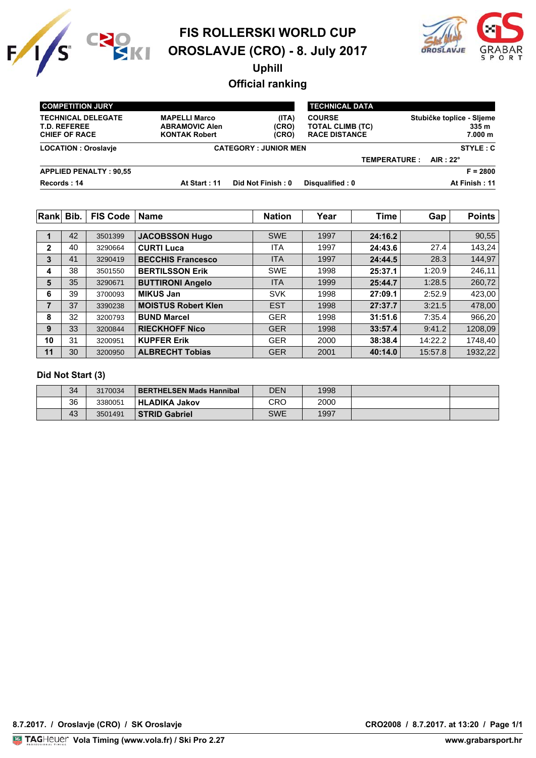# FIS ROLLERSKI WORLD CUP
# OROSLAVJE (CRO) - 8. July 2017
## Uphill
## Official ranking

| COMPETITION JURY | | | TECHNICAL DATA | |
|---|---|---|---|---|
| TECHNICAL DELEGATE | MAPELLI Marco | (ITA) | COURSE | Stubičke toplice - Sljeme |
| T.D. REFEREE | ABRAMOVIC Alen | (CRO) | TOTAL CLIMB (TC) | 335 m |
| CHIEF OF RACE | KONTAK Robert | (CRO) | RACE DISTANCE | 7.000 m |

**LOCATION : Oroslavje** | **CATEGORY : JUNIOR MEN** | **STYLE : C**

**TEMPERATURE : AIR : 22°**

**APPLIED PENALTY : 90,55** | **F = 2800**

**Records : 14** | **At Start : 11** | **Did Not Finish : 0** | **Disqualified : 0** | **At Finish : 11**

| Rank | Bib. | FIS Code | Name | Nation | Year | Time | Gap | Points |
|---|---|---|---|---|---|---|---|---|
| 1 | 42 | 3501399 | **JACOBSSON Hugo** | SWE | 1997 | **24:16.2** | | 90,55 |
| 2 | 40 | 3290664 | **CURTI Luca** | ITA | 1997 | **24:43.6** | 27.4 | 143,24 |
| 3 | 41 | 3290419 | **BECCHIS Francesco** | ITA | 1997 | **24:44.5** | 28.3 | 144,97 |
| 4 | 38 | 3501550 | **BERTILSSON Erik** | SWE | 1998 | **25:37.1** | 1:20.9 | 246,11 |
| 5 | 35 | 3290671 | **BUTTIRONI Angelo** | ITA | 1999 | **25:44.7** | 1:28.5 | 260,72 |
| 6 | 39 | 3700093 | **MIKUS Jan** | SVK | 1998 | **27:09.1** | 2:52.9 | 423,00 |
| 7 | 37 | 3390238 | **MOISTUS Robert Klen** | EST | 1998 | **27:37.7** | 3:21.5 | 478,00 |
| 8 | 32 | 3200793 | **BUND Marcel** | GER | 1998 | **31:51.6** | 7:35.4 | 966,20 |
| 9 | 33 | 3200844 | **RIECKHOFF Nico** | GER | 1998 | **33:57.4** | 9:41.2 | 1208,09 |
| 10 | 31 | 3200951 | **KUPFER Erik** | GER | 2000 | **38:38.4** | 14:22.2 | 1748,40 |
| 11 | 30 | 3200950 | **ALBRECHT Tobias** | GER | 2001 | **40:14.0** | 15:57.8 | 1932,22 |

### Did Not Start (3)

| | Bib. | FIS Code | Name | Nation | Year | | |
|---|---|---|---|---|---|---|---|
| | 34 | 3170034 | **BERTHELSEN Mads Hannibal** | DEN | 1998 | | |
| | 36 | 3380051 | **HLADIKA Jakov** | CRO | 2000 | | |
| | 43 | 3501491 | **STRID Gabriel** | SWE | 1997 | | |

8.7.2017. / Oroslavje (CRO) / SK Oroslavje — CRO2008 / 8.7.2017. at 13:20 / Page 1/1

TAGHeuer Vola Timing (www.vola.fr) / Ski Pro 2.27 — www.grabarsport.hr